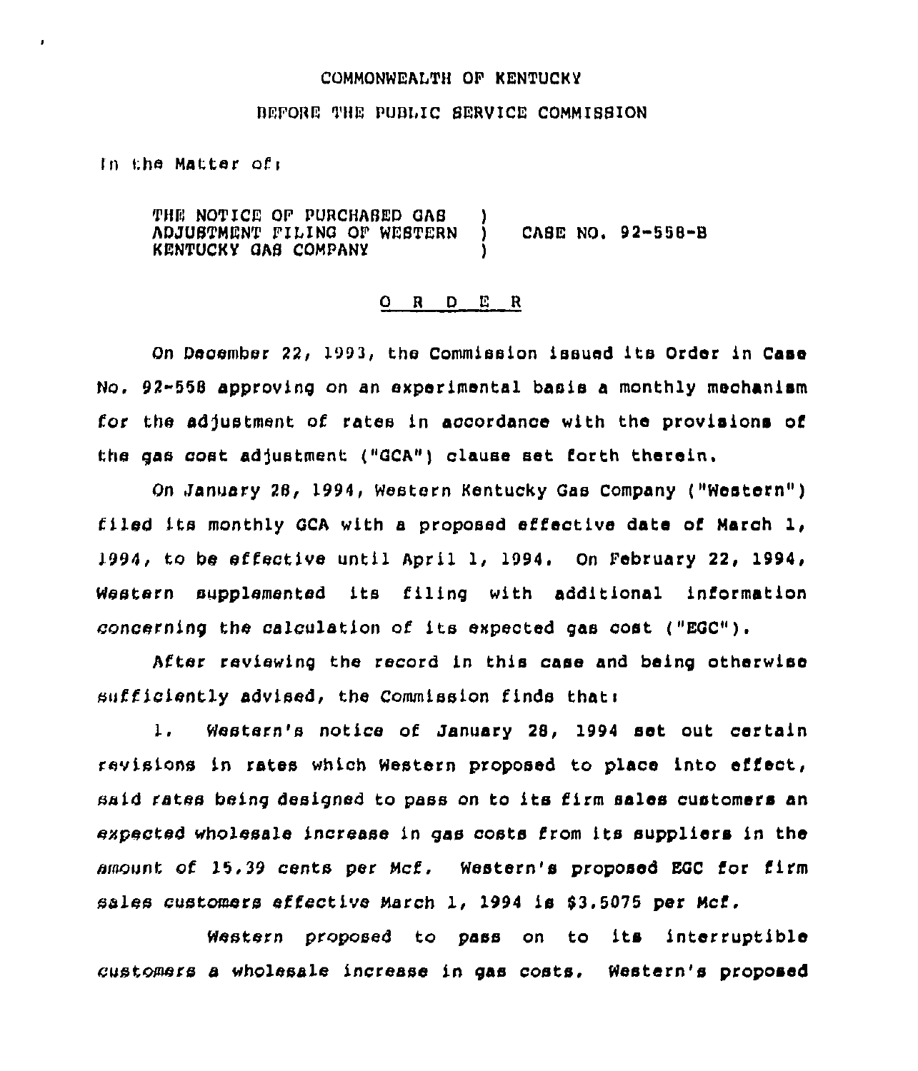COMMONWEALTH OF KENTUCKY

BEFORE THE PUBLIC SERVICE COMMISSION

In the Matter of:

THE NOTICE OF PURCHASED GAS ADJUSTMENT FILING OF WESTERN KENTUCKY GAS COMPANY ) CASE NO. 92-558-B

O R D E R

On December 22, 1993, the Commission issued its Order in Case No. 92-558 approving on an experimental basis a monthly mechanism for the adjustment of rates in accordance with the provisions of the gas cost adjustment ("GCA") clause set forth therein.

On January 28, 1994, Western Kentucky Gas Company ("Western") filed its monthly GCA with a proposed effective date of March 1, 1994, to be effective until April 1, 1994. On February 22, 1994, Western supplemented its filing with additional information concerning the calculation of its expected gas cost ("EGC").

After reviewing the record in this case and being otherwise sufficiently advised, the Commission finds that:

1. Western's notice of January 28, 1994 set out certain revisions in rates which Western proposed to place into effect, said rates being designed to pass on to its firm sales customers an expected wholesale increase in gas costs from its suppliers in the amount of 15.39 cents per Mcf. Western's proposed EGC for firm sales customers effective March 1, 1994 is $3.5075 per Mcf.

Western proposed to pass on to its interruptible customers a wholesale increase in gas costs. Western's proposed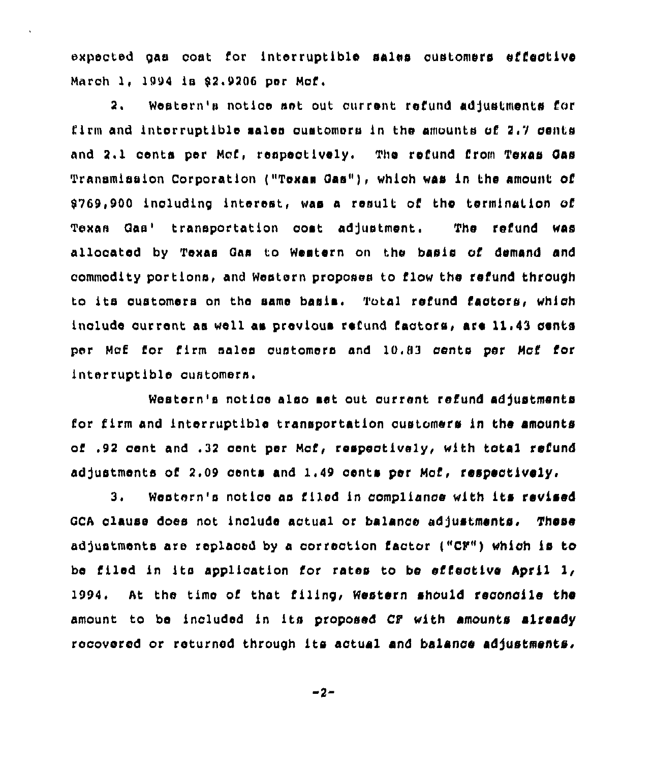expected gas cost for interruptible sales customers effective March 1, 1994 is $2.9206 per Mcf.

2. Western's notice set out current refund adjustments for firm and interruptible sales customers in the amounts of 2.7 cents and 2.1 cents per Mcf, respectively. The refund from Texas Gas Transmission Corporation ("Texas Gas"), which was in the amount of $769,900 including interest, was a result of the termination of Texas Gas' transportation cost adjustment. The refund was allocated by Texas Gas to Western on the basis of demand and commodity portions, and Western proposes to flow the refund through to its customers on the same basis. Total refund factors, which include current as well as previous refund factors, are 11.43 cents per Mcf for firm sales customers and 10.83 cents per Mcf for interruptible customers.

Western's notice also set out current refund adjustments for firm and interruptible transportation customers in the amounts of .92 cent and .32 cent per Mcf, respectively, with total refund adjustments of 2.09 cents and 1.49 cents per Mcf, respectively.

3. Western's notice as filed in compliance with its revised GCA clause does not include actual or balance adjustments. These adjustments are replaced by a correction factor ("CF") which is to be filed in its application for rates to be effective April 1, 1994. At the time of that filing, Western should reconcile the amount to be included in its proposed CF with amounts already recovered or returned through its actual and balance adjustments.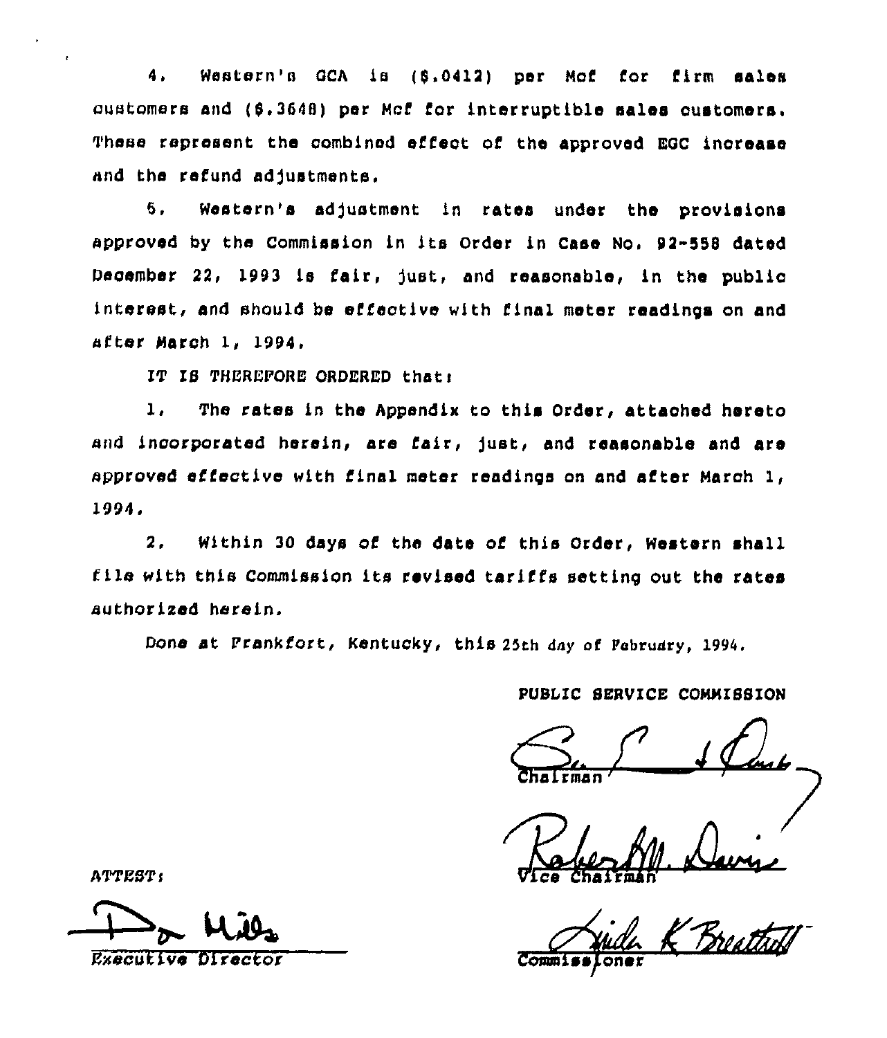4. Western's GCA is ($.0412) per Mcf for firm sales customers and ($.3648) per Mcf for interruptible sales customers. These represent the combined effect of the approved EGC increase and the refund adjustments.

5. Western's adjustment in rates under the provisions approved by the Commission in its Order in Case No. 92-558 dated December 22, 1993 is fair, just, and reasonable, in the public interest, and should be effective with final meter readings on and after March 1, 1994.

IT IS THEREFORE ORDERED that:

1. The rates in the Appendix to this Order, attached hereto and incorporated herein, are fair, just, and reasonable and are approved effective with final meter readings on and after March 1, 1994.

2. Within 30 days of the date of this Order, Western shall file with this Commission its revised tariffs setting out the rates authorized herein.

Done at Frankfort, Kentucky, this 25th day of February, 1994.

PUBLIC SERVICE COMMISSION

Chairman

Vice Chairman

Commissioner

ATTEST:

Executive Director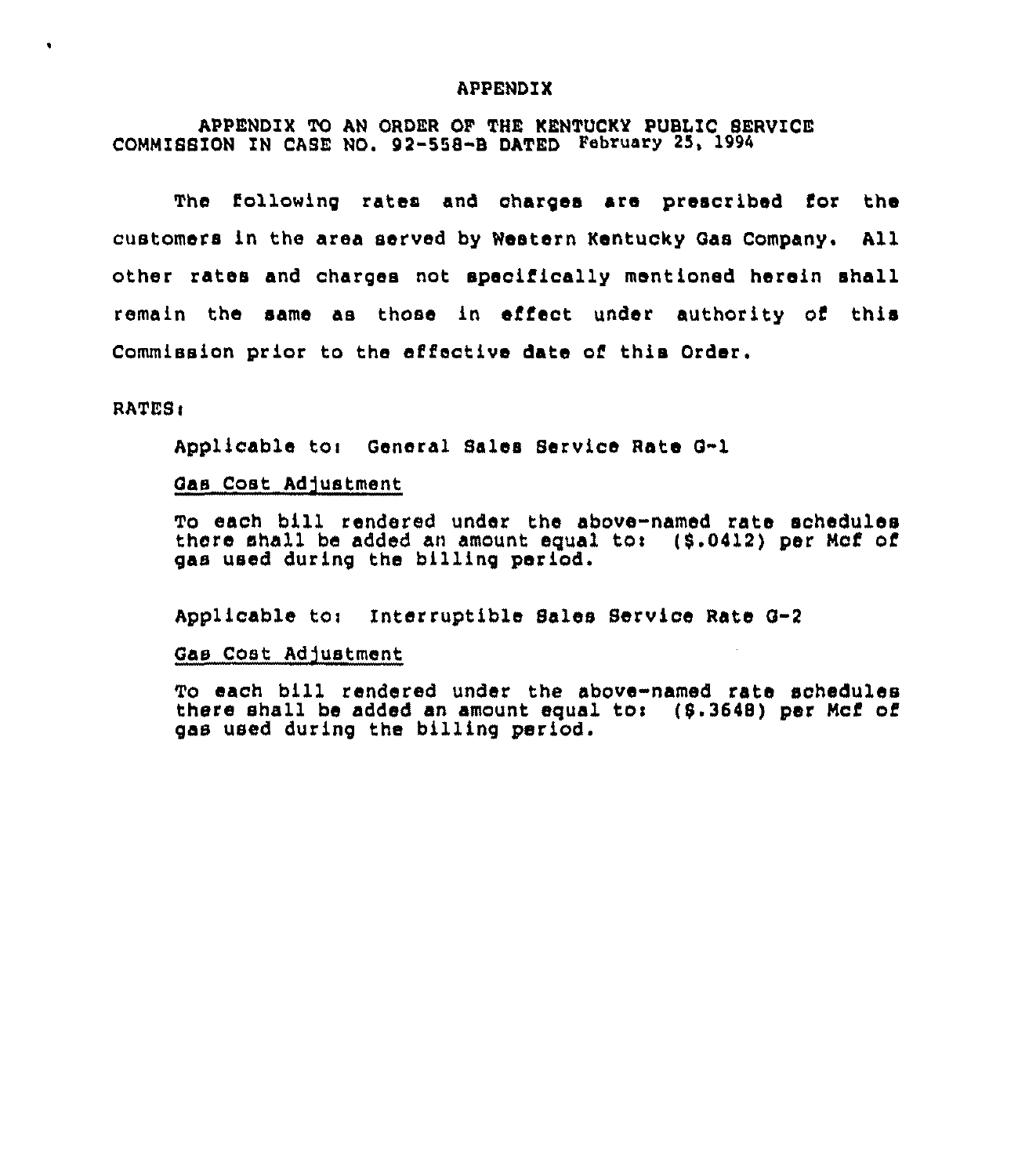# APPENDIX

APPENDIX TO AN ORDER OF THE KENTUCKY PUBLIC SERVICE COMMISSION IN CASE NO. 92-558-B DATED February 25, 1994

The following rates and charges are prescribed for the customers in the area served by Western Kentucky Gas Company. All other rates and charges not specifically mentioned herein shall remain the same as those in effect under authority of this Commission prior to the effective date of this Order.

RATES:

Applicable to: General Sales Service Rate G-1

Gas Cost Adjustment

To each bill rendered under the above-named rate schedules there shall be added an amount equal to: ($.0412) per Mcf of gas used during the billing period.

Applicable to: Interruptible Sales Service Rate G-2

Gas Cost Adjustment

To each bill rendered under the above-named rate schedules there shall be added an amount equal to: ($.3648) per Mcf of gas used during the billing period.